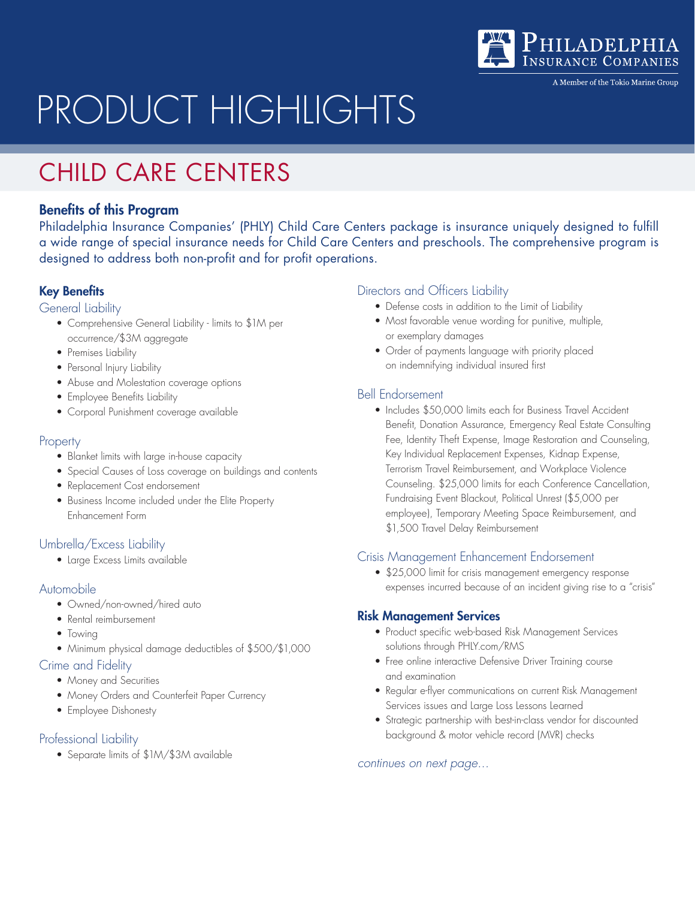# PRODUCT HIGHLIGHTS

## CHILD CARE CENTERS

### Benefits of this Program

Philadelphia Insurance Companies' (PHLY) Child Care Centers package is insurance uniquely designed to fulfill a wide range of special insurance needs for Child Care Centers and preschools. The comprehensive program is designed to address both non-profit and for profit operations.

### Key Benefits

#### General Liability

- Comprehensive General Liability - limits to $1M per occurrence/$3M aggregate
- Premises Liability
- Personal Injury Liability
- Abuse and Molestation coverage options
- Employee Benefits Liability
- Corporal Punishment coverage available

#### Property

- Blanket limits with large in-house capacity
- Special Causes of Loss coverage on buildings and contents
- Replacement Cost endorsement
- Business Income included under the Elite Property Enhancement Form

#### Umbrella/Excess Liability

- Large Excess Limits available

#### Automobile

- Owned/non-owned/hired auto
- Rental reimbursement
- Towing
- Minimum physical damage deductibles of $500/$1,000

#### Crime and Fidelity

- Money and Securities
- Money Orders and Counterfeit Paper Currency
- Employee Dishonesty

#### Professional Liability

- Separate limits of $1M/$3M available

#### Directors and Officers Liability

- Defense costs in addition to the Limit of Liability
- Most favorable venue wording for punitive, multiple, or exemplary damages
- Order of payments language with priority placed on indemnifying individual insured first

#### Bell Endorsement

- Includes $50,000 limits each for Business Travel Accident Benefit, Donation Assurance, Emergency Real Estate Consulting Fee, Identity Theft Expense, Image Restoration and Counseling, Key Individual Replacement Expenses, Kidnap Expense, Terrorism Travel Reimbursement, and Workplace Violence Counseling. $25,000 limits for each Conference Cancellation, Fundraising Event Blackout, Political Unrest ($5,000 per employee), Temporary Meeting Space Reimbursement, and $1,500 Travel Delay Reimbursement

#### Crisis Management Enhancement Endorsement

- $25,000 limit for crisis management emergency response expenses incurred because of an incident giving rise to a "crisis"

### Risk Management Services

- Product specific web-based Risk Management Services solutions through PHLY.com/RMS
- Free online interactive Defensive Driver Training course and examination
- Regular e-flyer communications on current Risk Management Services issues and Large Loss Lessons Learned
- Strategic partnership with best-in-class vendor for discounted background & motor vehicle record (MVR) checks

*continues on next page...*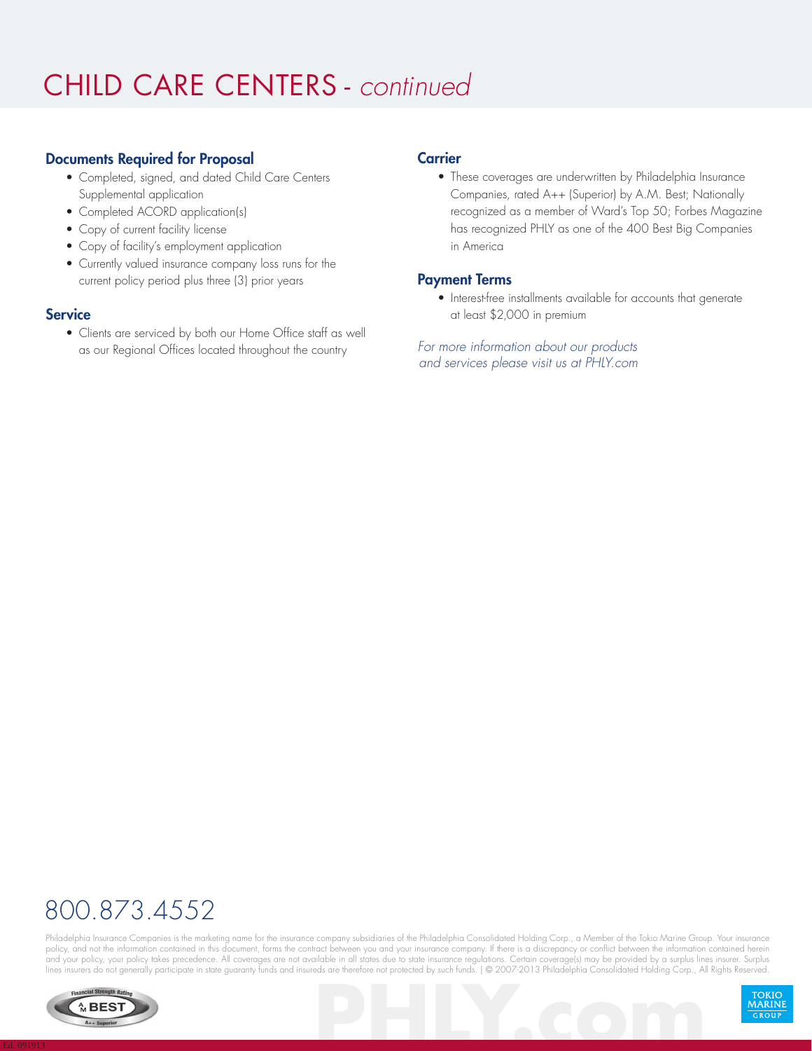# CHILD CARE CENTERS - *continued*

## Documents Required for Proposal

- Completed, signed, and dated Child Care Centers Supplemental application
- Completed ACORD application(s)
- Copy of current facility license
- Copy of facility's employment application
- Currently valued insurance company loss runs for the current policy period plus three (3) prior years

## Service

- Clients are serviced by both our Home Office staff as well as our Regional Offices located throughout the country

## Carrier

- These coverages are underwritten by Philadelphia Insurance Companies, rated A++ (Superior) by A.M. Best; Nationally recognized as a member of Ward's Top 50; Forbes Magazine has recognized PHLY as one of the 400 Best Big Companies in America

## Payment Terms

- Interest-free installments available for accounts that generate at least $2,000 in premium

*For more information about our products and services please visit us at PHLY.com*

800.873.4552

Philadelphia Insurance Companies is the marketing name for the insurance company subsidiaries of the Philadelphia Consolidated Holding Corp., a Member of the Tokio Marine Group. Your insurance policy, and not the information contained in this document, forms the contract between you and your insurance company. If there is a discrepancy or conflict between the information contained herein and your policy, your policy takes precedence. All coverages are not available in all states due to state insurance regulations. Certain coverage(s) may be provided by a surplus lines insurer. Surplus lines insurers do not generally participate in state guaranty funds and insureds are therefore not protected by such funds. | © 2007-2013 Philadelphia Consolidated Holding Corp., All Rights Reserved.

Financial Strength Rating A.M. BEST A++ Superior

PHLY.com

TOKIO MARINE GROUP

Ed. 091913